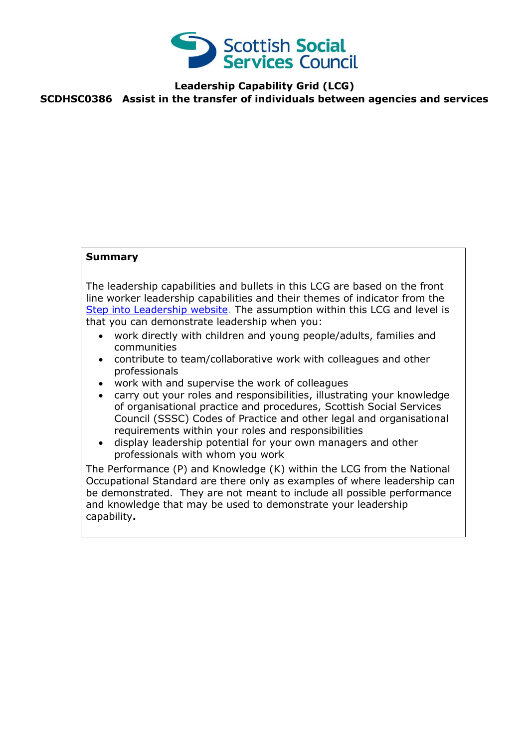**Leadership Capability Grid (LCG)**

**SCDHSC0386 Assist in the transfer of individuals between agencies and services**

**Summary**

The leadership capabilities and bullets in this LCG are based on the front line worker leadership capabilities and their themes of indicator from the [Step into Leadership website](). The assumption within this LCG and level is that you can demonstrate leadership when you:

- work directly with children and young people/adults, families and communities
- contribute to team/collaborative work with colleagues and other professionals
- work with and supervise the work of colleagues
- carry out your roles and responsibilities, illustrating your knowledge of organisational practice and procedures, Scottish Social Services Council (SSSC) Codes of Practice and other legal and organisational requirements within your roles and responsibilities
- display leadership potential for your own managers and other professionals with whom you work

The Performance (P) and Knowledge (K) within the LCG from the National Occupational Standard are there only as examples of where leadership can be demonstrated. They are not meant to include all possible performance and knowledge that may be used to demonstrate your leadership capability**.**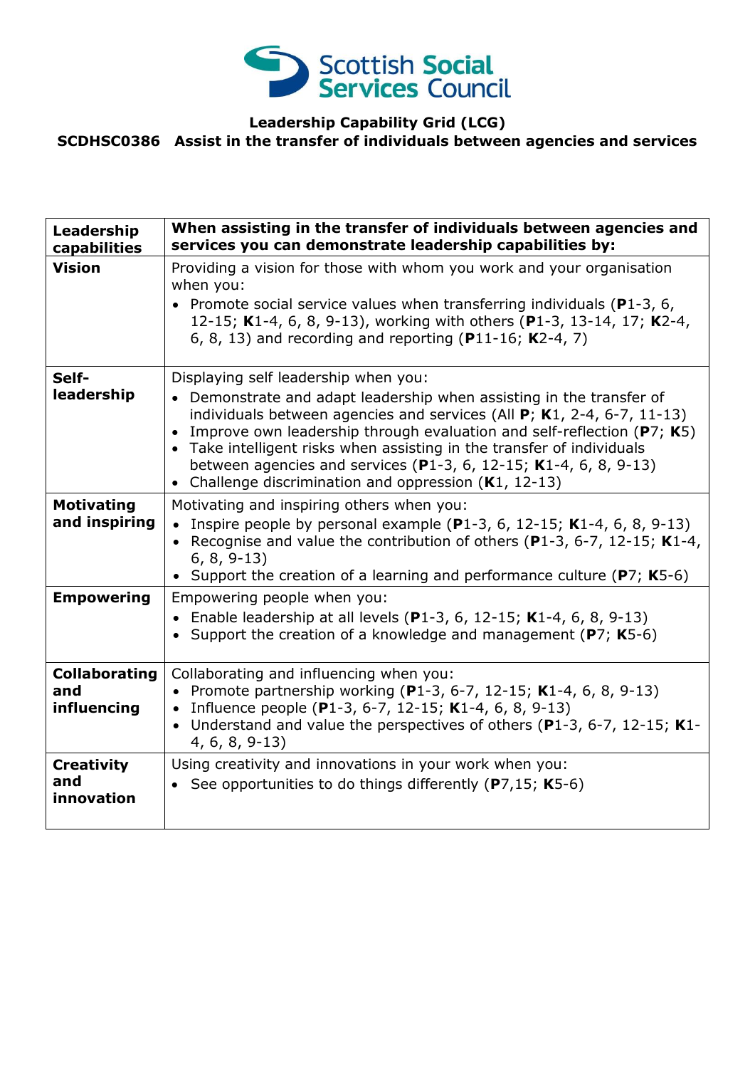Scottish Social Services Council

## Leadership Capability Grid (LCG)

## SCDHSC0386 Assist in the transfer of individuals between agencies and services

| **Leadership capabilities** | **When assisting in the transfer of individuals between agencies and services you can demonstrate leadership capabilities by:** |
|---|---|
| **Vision** | Providing a vision for those with whom you work and your organisation when you:<br>• Promote social service values when transferring individuals (**P**1-3, 6, 12-15; **K**1-4, 6, 8, 9-13), working with others (**P**1-3, 13-14, 17; **K**2-4, 6, 8, 13) and recording and reporting (**P**11-16; **K**2-4, 7) |
| **Self-leadership** | Displaying self leadership when you:<br>• Demonstrate and adapt leadership when assisting in the transfer of individuals between agencies and services (All **P**; **K**1, 2-4, 6-7, 11-13)<br>• Improve own leadership through evaluation and self-reflection (**P**7; **K**5)<br>• Take intelligent risks when assisting in the transfer of individuals between agencies and services (**P**1-3, 6, 12-15; **K**1-4, 6, 8, 9-13)<br>• Challenge discrimination and oppression (**K**1, 12-13) |
| **Motivating and inspiring** | Motivating and inspiring others when you:<br>• Inspire people by personal example (**P**1-3, 6, 12-15; **K**1-4, 6, 8, 9-13)<br>• Recognise and value the contribution of others (**P**1-3, 6-7, 12-15; **K**1-4, 6, 8, 9-13)<br>• Support the creation of a learning and performance culture (**P**7; **K**5-6) |
| **Empowering** | Empowering people when you:<br>• Enable leadership at all levels (**P**1-3, 6, 12-15; **K**1-4, 6, 8, 9-13)<br>• Support the creation of a knowledge and management (**P**7; **K**5-6) |
| **Collaborating and influencing** | Collaborating and influencing when you:<br>• Promote partnership working (**P**1-3, 6-7, 12-15; **K**1-4, 6, 8, 9-13)<br>• Influence people (**P**1-3, 6-7, 12-15; **K**1-4, 6, 8, 9-13)<br>• Understand and value the perspectives of others (**P**1-3, 6-7, 12-15; **K**1-4, 6, 8, 9-13) |
| **Creativity and innovation** | Using creativity and innovations in your work when you:<br>• See opportunities to do things differently (**P**7,15; **K**5-6) |